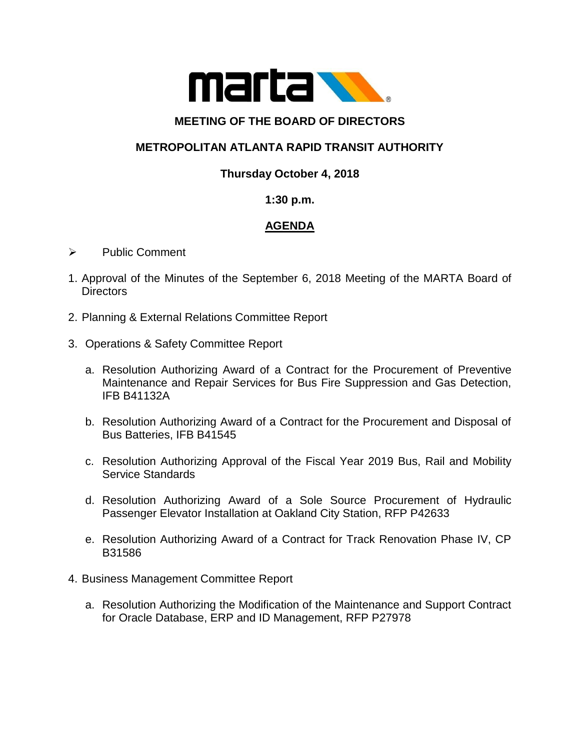marta

# MEETING OF THE BOARD OF DIRECTORS

## METROPOLITAN ATLANTA RAPID TRANSIT AUTHORITY

**Thursday October 4, 2018**

**1:30 p.m.**

**<u>AGENDA</u>**

- Public Comment

1. Approval of the Minutes of the September 6, 2018 Meeting of the MARTA Board of Directors

2. Planning & External Relations Committee Report

3. Operations & Safety Committee Report

   a. Resolution Authorizing Award of a Contract for the Procurement of Preventive Maintenance and Repair Services for Bus Fire Suppression and Gas Detection, IFB B41132A

   b. Resolution Authorizing Award of a Contract for the Procurement and Disposal of Bus Batteries, IFB B41545

   c. Resolution Authorizing Approval of the Fiscal Year 2019 Bus, Rail and Mobility Service Standards

   d. Resolution Authorizing Award of a Sole Source Procurement of Hydraulic Passenger Elevator Installation at Oakland City Station, RFP P42633

   e. Resolution Authorizing Award of a Contract for Track Renovation Phase IV, CP B31586

4. Business Management Committee Report

   a. Resolution Authorizing the Modification of the Maintenance and Support Contract for Oracle Database, ERP and ID Management, RFP P27978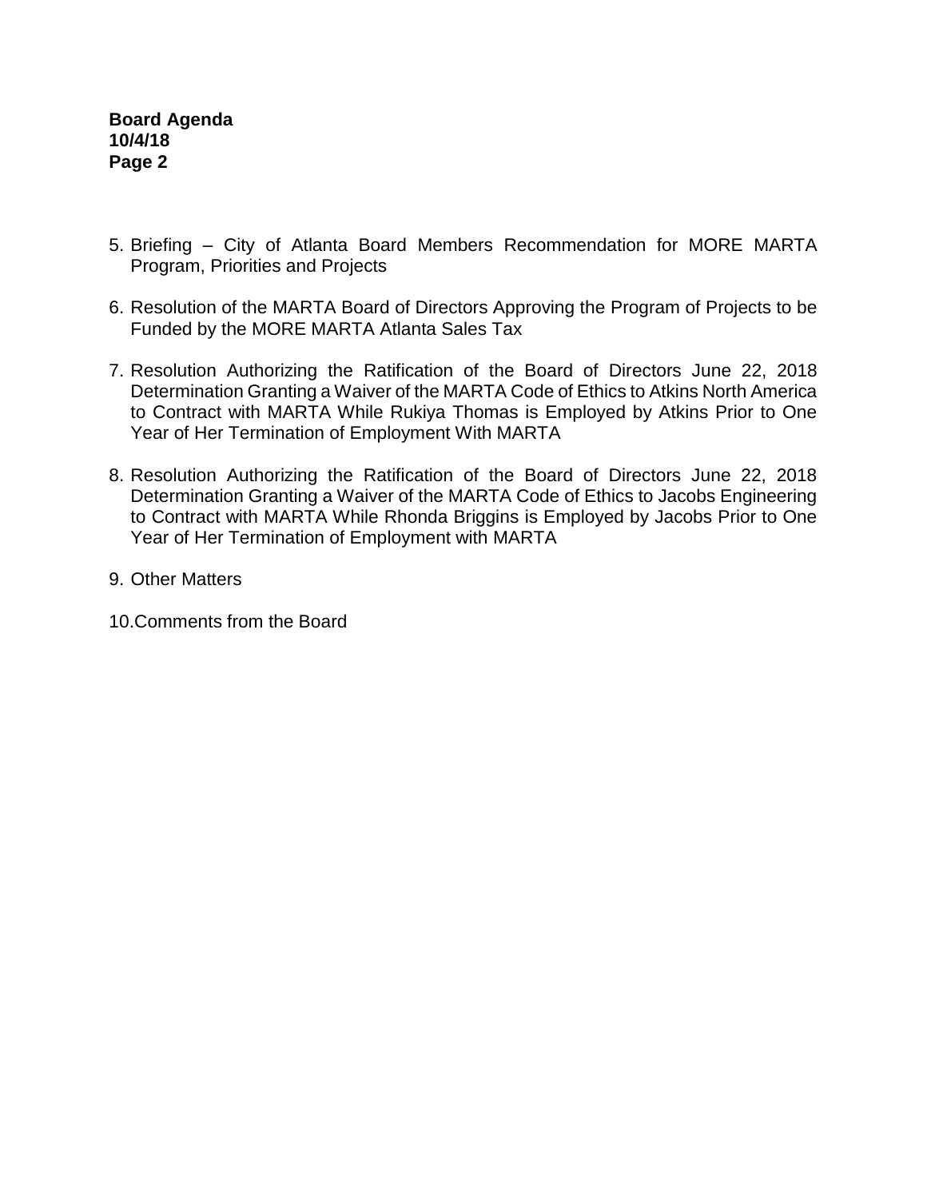5. Briefing – City of Atlanta Board Members Recommendation for MORE MARTA Program, Priorities and Projects

6. Resolution of the MARTA Board of Directors Approving the Program of Projects to be Funded by the MORE MARTA Atlanta Sales Tax

7. Resolution Authorizing the Ratification of the Board of Directors June 22, 2018 Determination Granting a Waiver of the MARTA Code of Ethics to Atkins North America to Contract with MARTA While Rukiya Thomas is Employed by Atkins Prior to One Year of Her Termination of Employment With MARTA

8. Resolution Authorizing the Ratification of the Board of Directors June 22, 2018 Determination Granting a Waiver of the MARTA Code of Ethics to Jacobs Engineering to Contract with MARTA While Rhonda Briggins is Employed by Jacobs Prior to One Year of Her Termination of Employment with MARTA

9. Other Matters

10. Comments from the Board